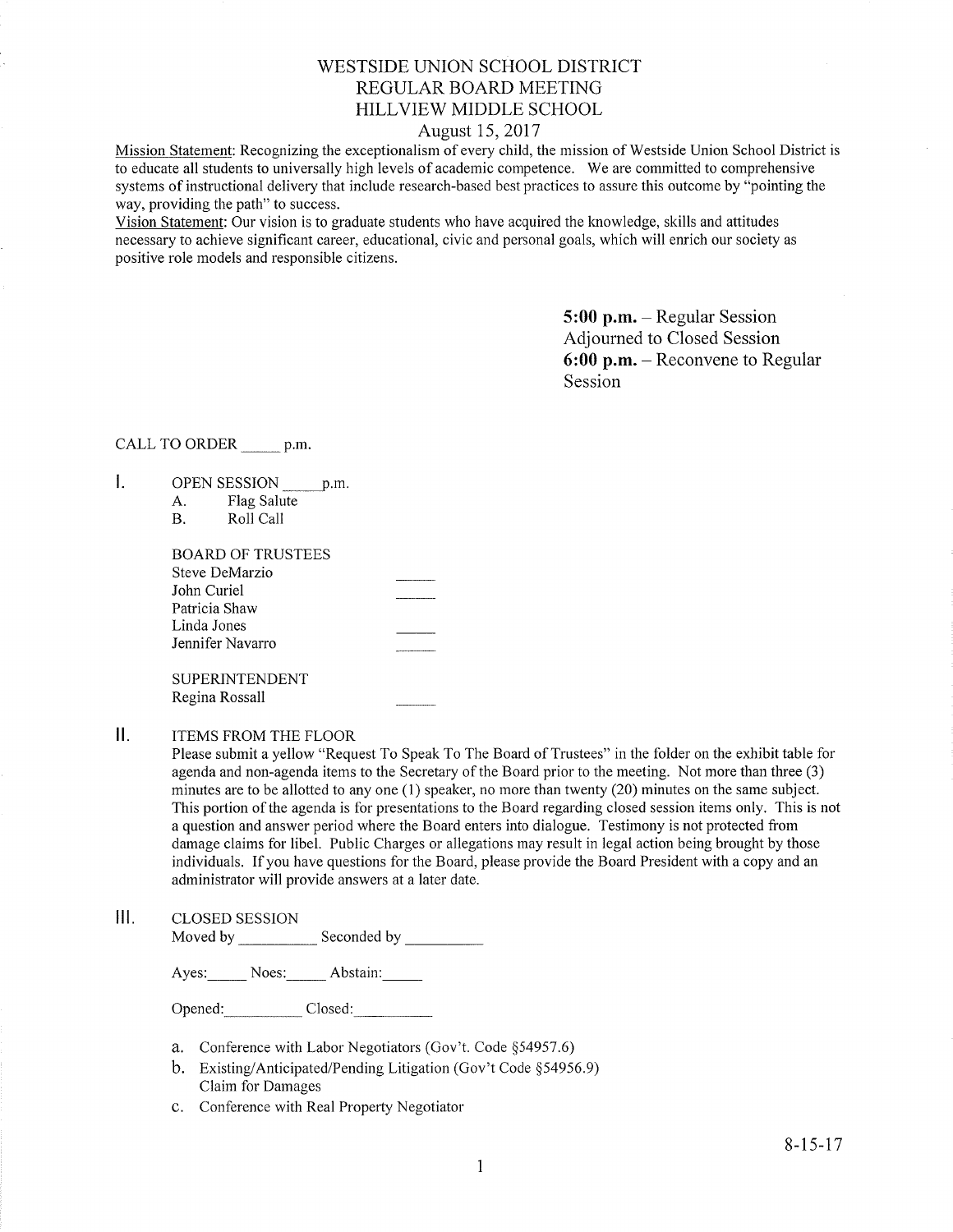# WESTSIDE UNION SCHOOL DISTRICT
# REGULAR BOARD MEETING
# HILLVIEW MIDDLE SCHOOL

August 15, 2017

Mission Statement: Recognizing the exceptionalism of every child, the mission of Westside Union School District is to educate all students to universally high levels of academic competence. We are committed to comprehensive systems of instructional delivery that include research-based best practices to assure this outcome by "pointing the way, providing the path" to success.

Vision Statement: Our vision is to graduate students who have acquired the knowledge, skills and attitudes necessary to achieve significant career, educational, civic and personal goals, which will enrich our society as positive role models and responsible citizens.

**5:00 p.m.** – Regular Session
Adjourned to Closed Session
**6:00 p.m.** – Reconvene to Regular Session

CALL TO ORDER _____ p.m.

I. OPEN SESSION _____p.m.
   A. Flag Salute
   B. Roll Call

   BOARD OF TRUSTEES
   Steve DeMarzio _____
   John Curiel _____
   Patricia Shaw
   Linda Jones _____
   Jennifer Navarro _____

   SUPERINTENDENT
   Regina Rossall _____

II. ITEMS FROM THE FLOOR

Please submit a yellow "Request To Speak To The Board of Trustees" in the folder on the exhibit table for agenda and non-agenda items to the Secretary of the Board prior to the meeting. Not more than three (3) minutes are to be allotted to any one (1) speaker, no more than twenty (20) minutes on the same subject. This portion of the agenda is for presentations to the Board regarding closed session items only. This is not a question and answer period where the Board enters into dialogue. Testimony is not protected from damage claims for libel. Public Charges or allegations may result in legal action being brought by those individuals. If you have questions for the Board, please provide the Board President with a copy and an administrator will provide answers at a later date.

III. CLOSED SESSION

Moved by __________ Seconded by __________

Ayes:_____ Noes:_____ Abstain:_____

Opened:__________ Closed:__________

a. Conference with Labor Negotiators (Gov't. Code §54957.6)
b. Existing/Anticipated/Pending Litigation (Gov't Code §54956.9)
   Claim for Damages
c. Conference with Real Property Negotiator

8-15-17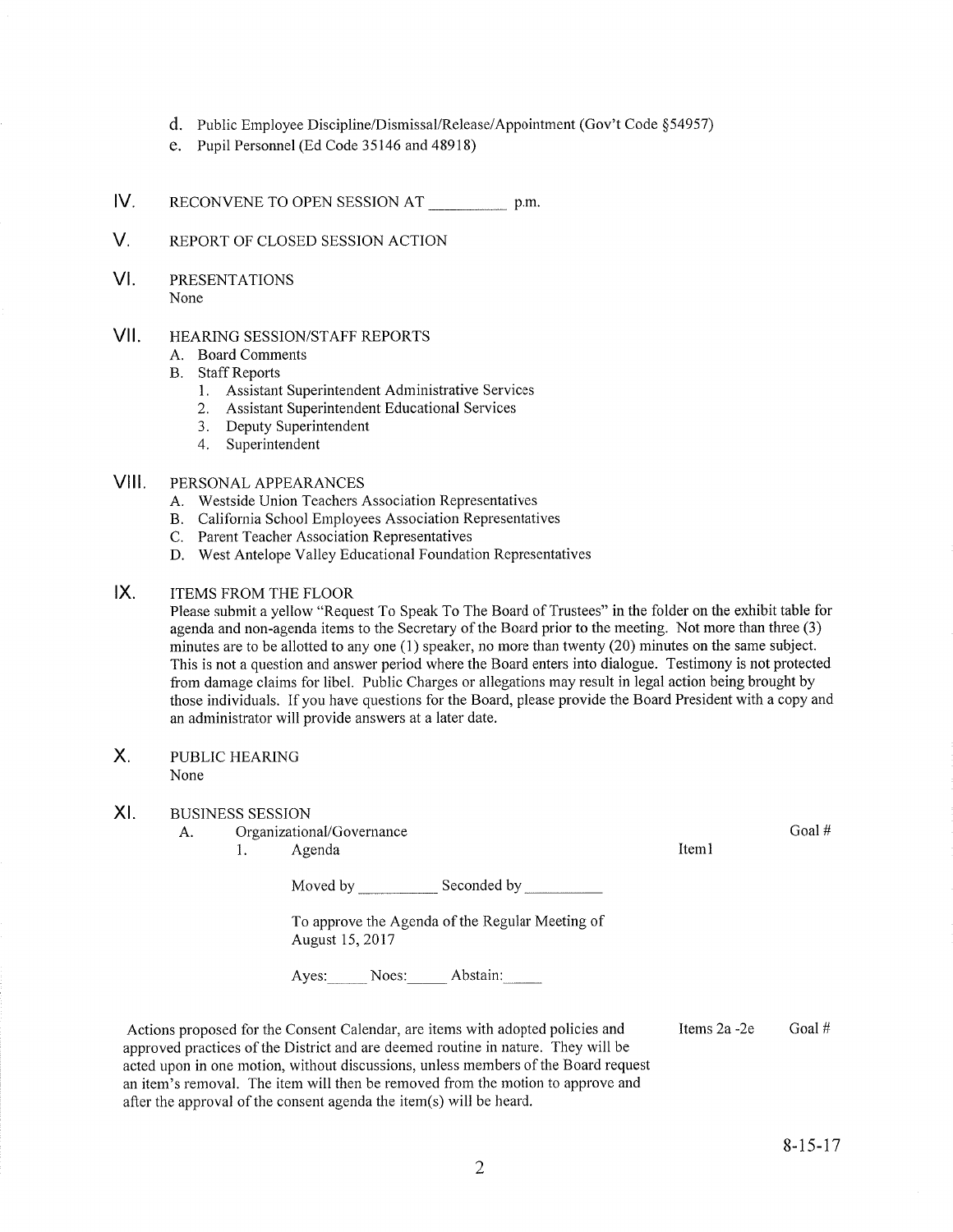d. Public Employee Discipline/Dismissal/Release/Appointment (Gov't Code §54957)

e. Pupil Personnel (Ed Code 35146 and 48918)

## IV. RECONVENE TO OPEN SESSION AT __________ p.m.

## V. REPORT OF CLOSED SESSION ACTION

## VI. PRESENTATIONS

None

## VII. HEARING SESSION/STAFF REPORTS

A. Board Comments

B. Staff Reports

1. Assistant Superintendent Administrative Services
2. Assistant Superintendent Educational Services
3. Deputy Superintendent
4. Superintendent

## VIII. PERSONAL APPEARANCES

A. Westside Union Teachers Association Representatives

B. California School Employees Association Representatives

C. Parent Teacher Association Representatives

D. West Antelope Valley Educational Foundation Representatives

## IX. ITEMS FROM THE FLOOR

Please submit a yellow "Request To Speak To The Board of Trustees" in the folder on the exhibit table for agenda and non-agenda items to the Secretary of the Board prior to the meeting. Not more than three (3) minutes are to be allotted to any one (1) speaker, no more than twenty (20) minutes on the same subject. This is not a question and answer period where the Board enters into dialogue. Testimony is not protected from damage claims for libel. Public Charges or allegations may result in legal action being brought by those individuals. If you have questions for the Board, please provide the Board President with a copy and an administrator will provide answers at a later date.

## X. PUBLIC HEARING

None

## XI. BUSINESS SESSION

A. Organizational/Governance — Goal #

1. Agenda — Item1

Moved by __________ Seconded by __________

To approve the Agenda of the Regular Meeting of August 15, 2017

Ayes:_____ Noes:_____ Abstain:_____

Actions proposed for the Consent Calendar, are items with adopted policies and approved practices of the District and are deemed routine in nature. They will be acted upon in one motion, without discussions, unless members of the Board request an item's removal. The item will then be removed from the motion to approve and after the approval of the consent agenda the item(s) will be heard. — Items 2a -2e — Goal #

8-15-17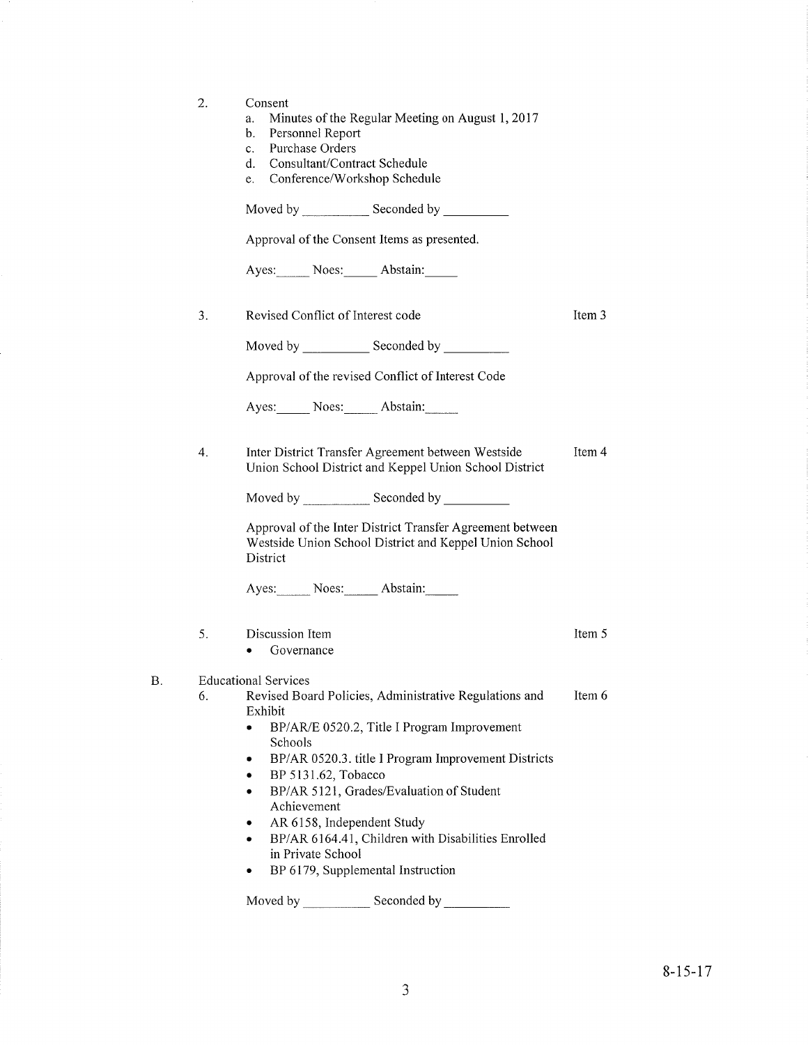2. Consent
   a. Minutes of the Regular Meeting on August 1, 2017
   b. Personnel Report
   c. Purchase Orders
   d. Consultant/Contract Schedule
   e. Conference/Workshop Schedule

   Moved by __________ Seconded by __________

   Approval of the Consent Items as presented.

   Ayes:_____ Noes:_____ Abstain:_____

3. Revised Conflict of Interest code — Item 3

   Moved by __________ Seconded by __________

   Approval of the revised Conflict of Interest Code

   Ayes:_____ Noes:_____ Abstain:_____

4. Inter District Transfer Agreement between Westside Union School District and Keppel Union School District — Item 4

   Moved by __________ Seconded by __________

   Approval of the Inter District Transfer Agreement between Westside Union School District and Keppel Union School District

   Ayes:_____ Noes:_____ Abstain:_____

5. Discussion Item — Item 5
   - Governance

B. Educational Services

6. Revised Board Policies, Administrative Regulations and Exhibit — Item 6
   - BP/AR/E 0520.2, Title I Program Improvement Schools
   - BP/AR 0520.3. title I Program Improvement Districts
   - BP 5131.62, Tobacco
   - BP/AR 5121, Grades/Evaluation of Student Achievement
   - AR 6158, Independent Study
   - BP/AR 6164.41, Children with Disabilities Enrolled in Private School
   - BP 6179, Supplemental Instruction

   Moved by __________ Seconded by __________

8-15-17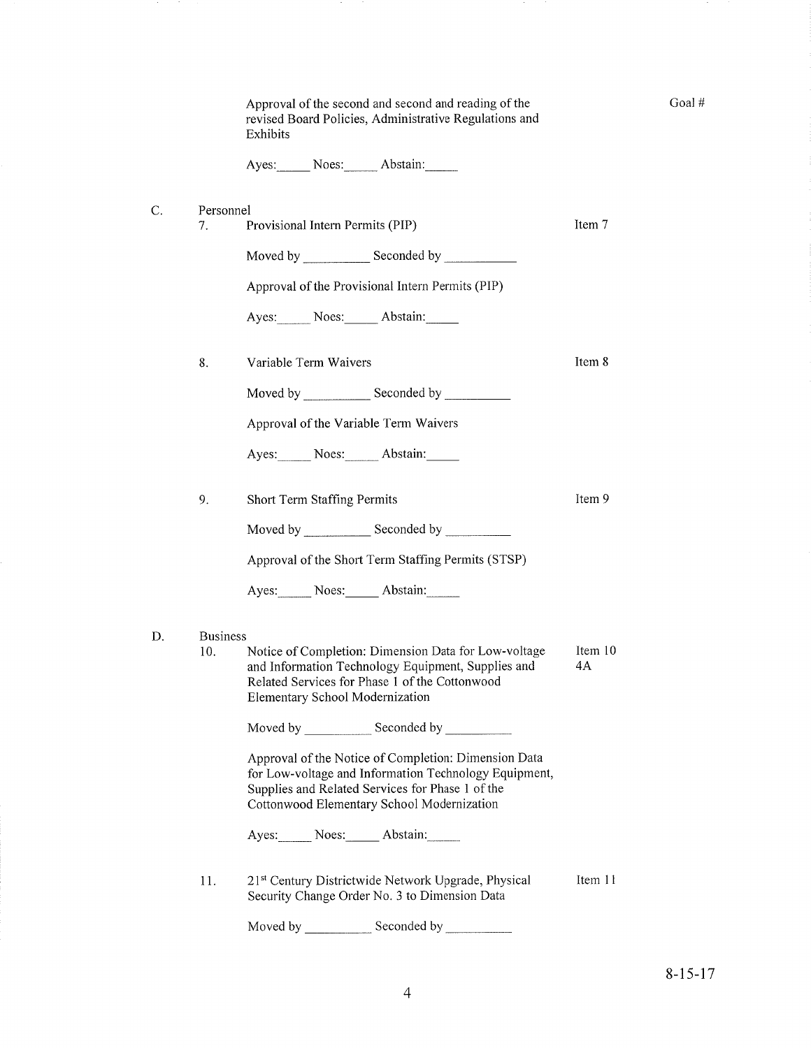Approval of the second and second and reading of the revised Board Policies, Administrative Regulations and Exhibits

Goal #

Ayes:\_\_\_\_\_ Noes:\_\_\_\_\_ Abstain:\_\_\_\_\_

C. Personnel

7. Provisional Intern Permits (PIP) — Item 7

Moved by \_\_\_\_\_\_\_\_\_\_ Seconded by \_\_\_\_\_\_\_\_\_\_

Approval of the Provisional Intern Permits (PIP)

Ayes:\_\_\_\_\_ Noes:\_\_\_\_\_ Abstain:\_\_\_\_\_

8. Variable Term Waivers — Item 8

Moved by \_\_\_\_\_\_\_\_\_\_ Seconded by \_\_\_\_\_\_\_\_\_\_

Approval of the Variable Term Waivers

Ayes:\_\_\_\_\_ Noes:\_\_\_\_\_ Abstain:\_\_\_\_\_

9. Short Term Staffing Permits — Item 9

Moved by \_\_\_\_\_\_\_\_\_\_ Seconded by \_\_\_\_\_\_\_\_\_\_

Approval of the Short Term Staffing Permits (STSP)

Ayes:\_\_\_\_\_ Noes:\_\_\_\_\_ Abstain:\_\_\_\_\_

D. Business

10. Notice of Completion: Dimension Data for Low-voltage and Information Technology Equipment, Supplies and Related Services for Phase 1 of the Cottonwood Elementary School Modernization — Item 10, 4A

Moved by \_\_\_\_\_\_\_\_\_\_ Seconded by \_\_\_\_\_\_\_\_\_\_

Approval of the Notice of Completion: Dimension Data for Low-voltage and Information Technology Equipment, Supplies and Related Services for Phase 1 of the Cottonwood Elementary School Modernization

Ayes:\_\_\_\_\_ Noes:\_\_\_\_\_ Abstain:\_\_\_\_\_

11. 21st Century Districtwide Network Upgrade, Physical Security Change Order No. 3 to Dimension Data — Item 11

Moved by \_\_\_\_\_\_\_\_\_\_ Seconded by \_\_\_\_\_\_\_\_\_\_

8-15-17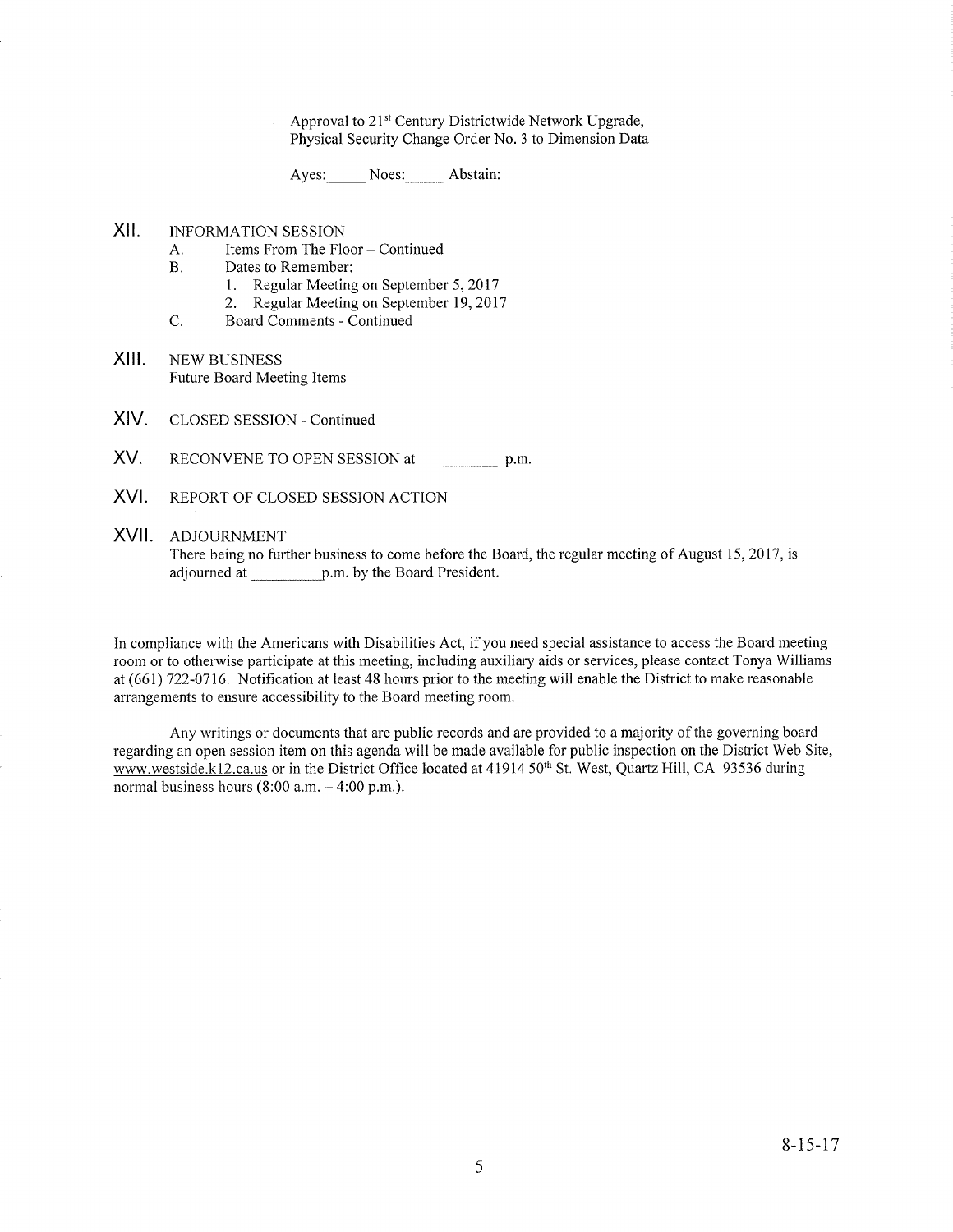Approval to 21st Century Districtwide Network Upgrade, Physical Security Change Order No. 3 to Dimension Data

Ayes:_____ Noes:_____ Abstain:_____

XII. INFORMATION SESSION

A. Items From The Floor – Continued

B. Dates to Remember:

1. Regular Meeting on September 5, 2017
2. Regular Meeting on September 19, 2017

C. Board Comments - Continued

XIII. NEW BUSINESS

Future Board Meeting Items

XIV. CLOSED SESSION - Continued

XV. RECONVENE TO OPEN SESSION at __________ p.m.

XVI. REPORT OF CLOSED SESSION ACTION

XVII. ADJOURNMENT

There being no further business to come before the Board, the regular meeting of August 15, 2017, is adjourned at __________p.m. by the Board President.

In compliance with the Americans with Disabilities Act, if you need special assistance to access the Board meeting room or to otherwise participate at this meeting, including auxiliary aids or services, please contact Tonya Williams at (661) 722-0716. Notification at least 48 hours prior to the meeting will enable the District to make reasonable arrangements to ensure accessibility to the Board meeting room.

Any writings or documents that are public records and are provided to a majority of the governing board regarding an open session item on this agenda will be made available for public inspection on the District Web Site, www.westside.k12.ca.us or in the District Office located at 41914 50th St. West, Quartz Hill, CA 93536 during normal business hours (8:00 a.m. – 4:00 p.m.).

8-15-17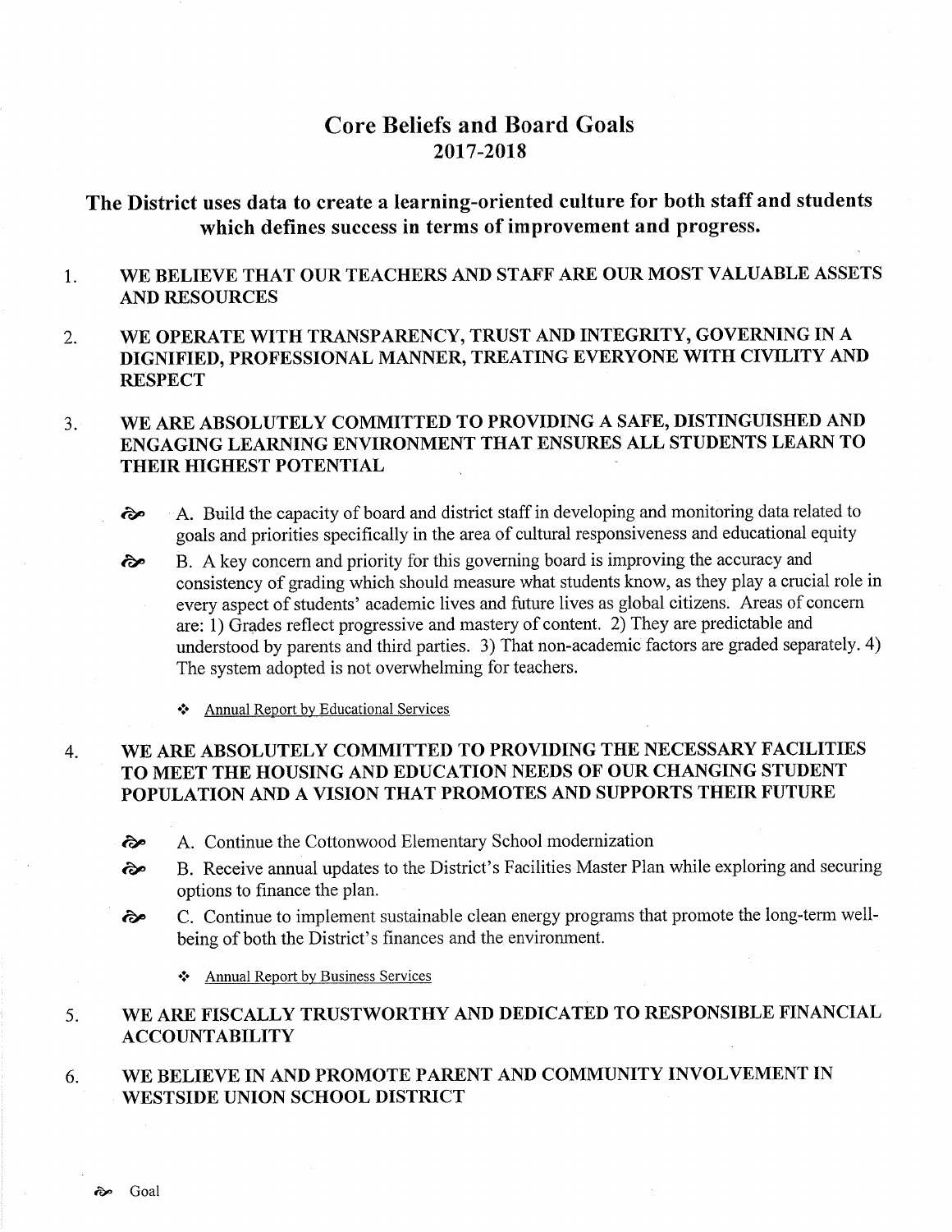# Core Beliefs and Board Goals
## 2017-2018

### The District uses data to create a learning-oriented culture for both staff and students which defines success in terms of improvement and progress.

1. **WE BELIEVE THAT OUR TEACHERS AND STAFF ARE OUR MOST VALUABLE ASSETS AND RESOURCES**

2. **WE OPERATE WITH TRANSPARENCY, TRUST AND INTEGRITY, GOVERNING IN A DIGNIFIED, PROFESSIONAL MANNER, TREATING EVERYONE WITH CIVILITY AND RESPECT**

3. **WE ARE ABSOLUTELY COMMITTED TO PROVIDING A SAFE, DISTINGUISHED AND ENGAGING LEARNING ENVIRONMENT THAT ENSURES ALL STUDENTS LEARN TO THEIR HIGHEST POTENTIAL**

   - ☙ A. Build the capacity of board and district staff in developing and monitoring data related to goals and priorities specifically in the area of cultural responsiveness and educational equity
   - ☙ B. A key concern and priority for this governing board is improving the accuracy and consistency of grading which should measure what students know, as they play a crucial role in every aspect of students' academic lives and future lives as global citizens. Areas of concern are: 1) Grades reflect progressive and mastery of content. 2) They are predictable and understood by parents and third parties. 3) That non-academic factors are graded separately. 4) The system adopted is not overwhelming for teachers.

     - ❖ Annual Report by Educational Services

4. **WE ARE ABSOLUTELY COMMITTED TO PROVIDING THE NECESSARY FACILITIES TO MEET THE HOUSING AND EDUCATION NEEDS OF OUR CHANGING STUDENT POPULATION AND A VISION THAT PROMOTES AND SUPPORTS THEIR FUTURE**

   - ☙ A. Continue the Cottonwood Elementary School modernization
   - ☙ B. Receive annual updates to the District's Facilities Master Plan while exploring and securing options to finance the plan.
   - ☙ C. Continue to implement sustainable clean energy programs that promote the long-term well-being of both the District's finances and the environment.

     - ❖ Annual Report by Business Services

5. **WE ARE FISCALLY TRUSTWORTHY AND DEDICATED TO RESPONSIBLE FINANCIAL ACCOUNTABILITY**

6. **WE BELIEVE IN AND PROMOTE PARENT AND COMMUNITY INVOLVEMENT IN WESTSIDE UNION SCHOOL DISTRICT**

☙ Goal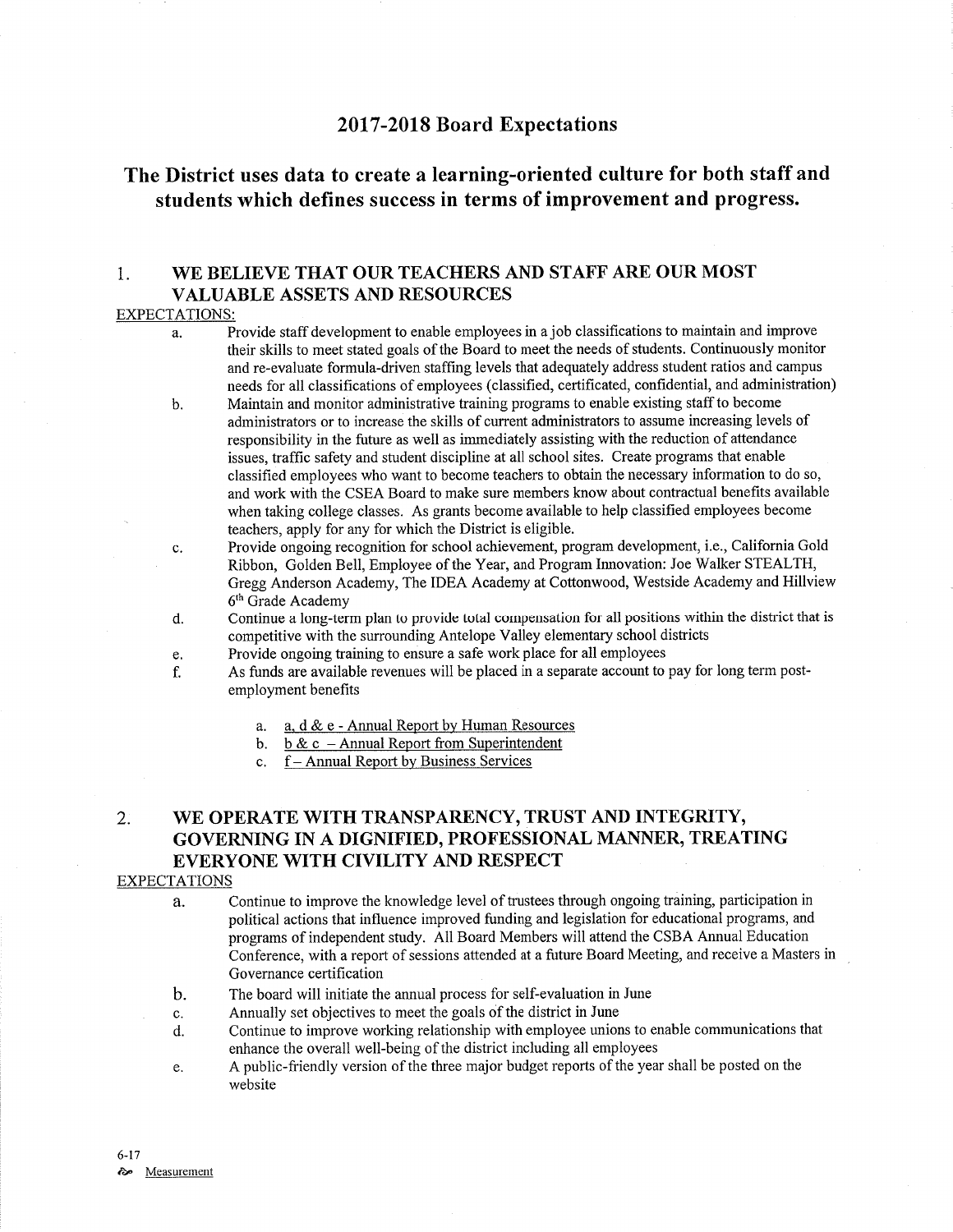# 2017-2018 Board Expectations

## The District uses data to create a learning-oriented culture for both staff and students which defines success in terms of improvement and progress.

### 1. WE BELIEVE THAT OUR TEACHERS AND STAFF ARE OUR MOST VALUABLE ASSETS AND RESOURCES

<u>EXPECTATIONS:</u>

a. Provide staff development to enable employees in a job classifications to maintain and improve their skills to meet stated goals of the Board to meet the needs of students. Continuously monitor and re-evaluate formula-driven staffing levels that adequately address student ratios and campus needs for all classifications of employees (classified, certificated, confidential, and administration)

b. Maintain and monitor administrative training programs to enable existing staff to become administrators or to increase the skills of current administrators to assume increasing levels of responsibility in the future as well as immediately assisting with the reduction of attendance issues, traffic safety and student discipline at all school sites. Create programs that enable classified employees who want to become teachers to obtain the necessary information to do so, and work with the CSEA Board to make sure members know about contractual benefits available when taking college classes. As grants become available to help classified employees become teachers, apply for any for which the District is eligible.

c. Provide ongoing recognition for school achievement, program development, i.e., California Gold Ribbon, Golden Bell, Employee of the Year, and Program Innovation: Joe Walker STEALTH, Gregg Anderson Academy, The IDEA Academy at Cottonwood, Westside Academy and Hillview 6th Grade Academy

d. Continue a long-term plan to provide total compensation for all positions within the district that is competitive with the surrounding Antelope Valley elementary school districts

e. Provide ongoing training to ensure a safe work place for all employees

f. As funds are available revenues will be placed in a separate account to pay for long term post-employment benefits

   a. <u>a, d & e - Annual Report by Human Resources</u>
   b. <u>b & c – Annual Report from Superintendent</u>
   c. <u>f – Annual Report by Business Services</u>

### 2. WE OPERATE WITH TRANSPARENCY, TRUST AND INTEGRITY, GOVERNING IN A DIGNIFIED, PROFESSIONAL MANNER, TREATING EVERYONE WITH CIVILITY AND RESPECT

<u>EXPECTATIONS</u>

a. Continue to improve the knowledge level of trustees through ongoing training, participation in political actions that influence improved funding and legislation for educational programs, and programs of independent study. All Board Members will attend the CSBA Annual Education Conference, with a report of sessions attended at a future Board Meeting, and receive a Masters in Governance certification

b. The board will initiate the annual process for self-evaluation in June

c. Annually set objectives to meet the goals of the district in June

d. Continue to improve working relationship with employee unions to enable communications that enhance the overall well-being of the district including all employees

e. A public-friendly version of the three major budget reports of the year shall be posted on the website

6-17

<u>Measurement</u>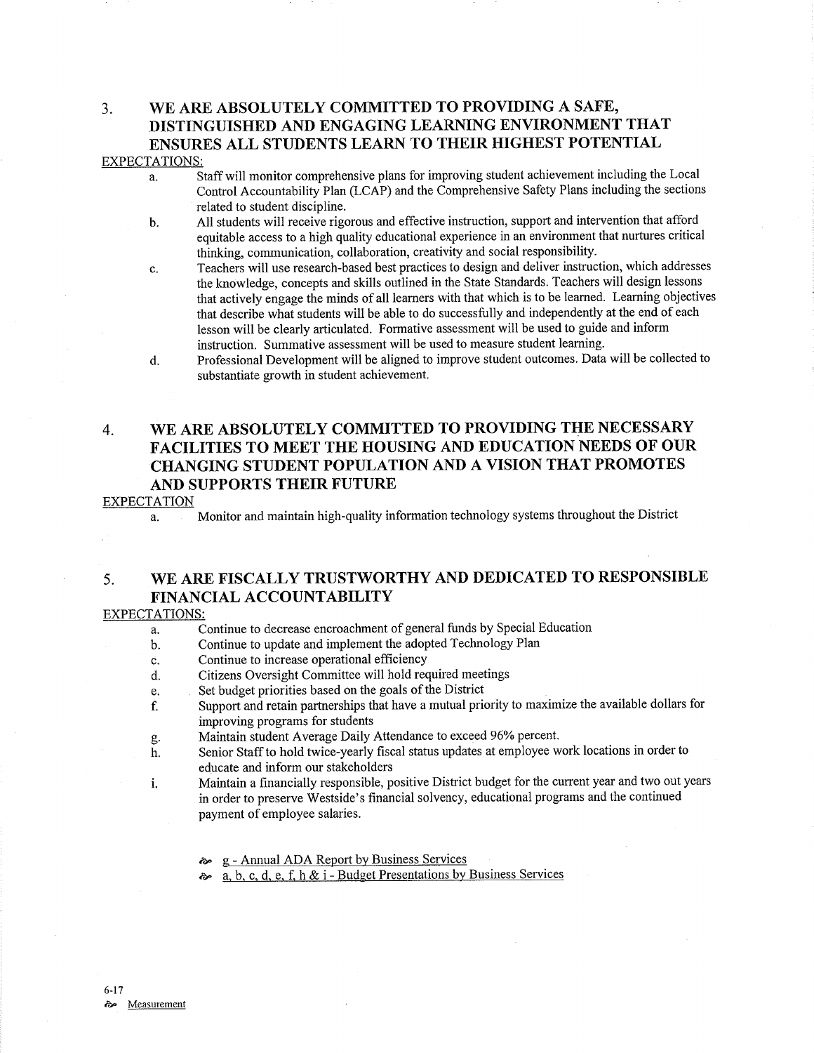## 3. WE ARE ABSOLUTELY COMMITTED TO PROVIDING A SAFE, DISTINGUISHED AND ENGAGING LEARNING ENVIRONMENT THAT ENSURES ALL STUDENTS LEARN TO THEIR HIGHEST POTENTIAL

EXPECTATIONS:

a. Staff will monitor comprehensive plans for improving student achievement including the Local Control Accountability Plan (LCAP) and the Comprehensive Safety Plans including the sections related to student discipline.

b. All students will receive rigorous and effective instruction, support and intervention that afford equitable access to a high quality educational experience in an environment that nurtures critical thinking, communication, collaboration, creativity and social responsibility.

c. Teachers will use research-based best practices to design and deliver instruction, which addresses the knowledge, concepts and skills outlined in the State Standards. Teachers will design lessons that actively engage the minds of all learners with that which is to be learned. Learning objectives that describe what students will be able to do successfully and independently at the end of each lesson will be clearly articulated. Formative assessment will be used to guide and inform instruction. Summative assessment will be used to measure student learning.

d. Professional Development will be aligned to improve student outcomes. Data will be collected to substantiate growth in student achievement.

## 4. WE ARE ABSOLUTELY COMMITTED TO PROVIDING THE NECESSARY FACILITIES TO MEET THE HOUSING AND EDUCATION NEEDS OF OUR CHANGING STUDENT POPULATION AND A VISION THAT PROMOTES AND SUPPORTS THEIR FUTURE

EXPECTATION

a. Monitor and maintain high-quality information technology systems throughout the District

## 5. WE ARE FISCALLY TRUSTWORTHY AND DEDICATED TO RESPONSIBLE FINANCIAL ACCOUNTABILITY

EXPECTATIONS:

a. Continue to decrease encroachment of general funds by Special Education

b. Continue to update and implement the adopted Technology Plan

c. Continue to increase operational efficiency

d. Citizens Oversight Committee will hold required meetings

e. Set budget priorities based on the goals of the District

f. Support and retain partnerships that have a mutual priority to maximize the available dollars for improving programs for students

g. Maintain student Average Daily Attendance to exceed 96% percent.

h. Senior Staff to hold twice-yearly fiscal status updates at employee work locations in order to educate and inform our stakeholders

i. Maintain a financially responsible, positive District budget for the current year and two out years in order to preserve Westside's financial solvency, educational programs and the continued payment of employee salaries.

- g - Annual ADA Report by Business Services
- a, b, c, d, e, f, h & i - Budget Presentations by Business Services

6-17

Measurement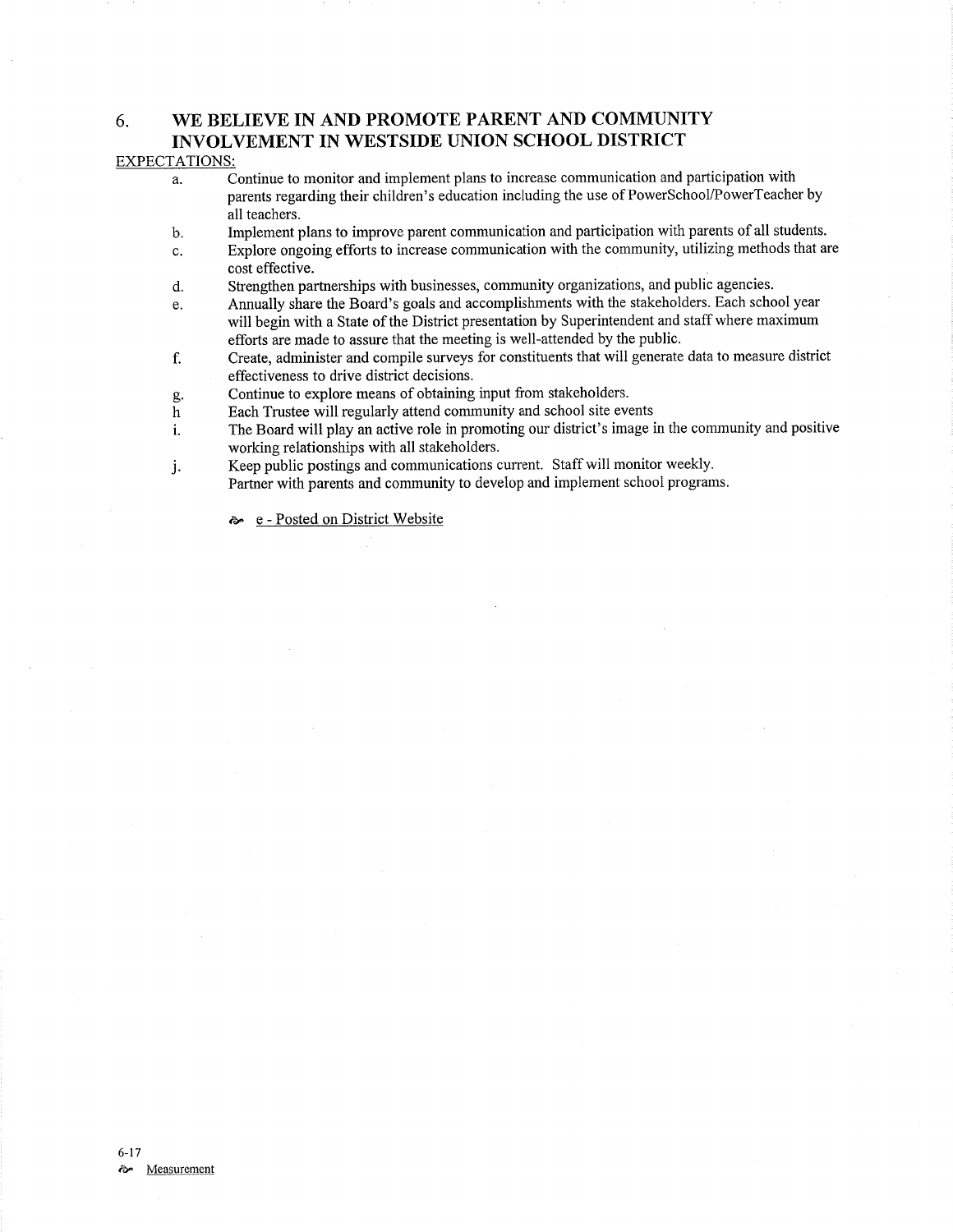## 6. WE BELIEVE IN AND PROMOTE PARENT AND COMMUNITY INVOLVEMENT IN WESTSIDE UNION SCHOOL DISTRICT

EXPECTATIONS:

a. Continue to monitor and implement plans to increase communication and participation with parents regarding their children's education including the use of PowerSchool/PowerTeacher by all teachers.

b. Implement plans to improve parent communication and participation with parents of all students.

c. Explore ongoing efforts to increase communication with the community, utilizing methods that are cost effective.

d. Strengthen partnerships with businesses, community organizations, and public agencies.

e. Annually share the Board's goals and accomplishments with the stakeholders. Each school year will begin with a State of the District presentation by Superintendent and staff where maximum efforts are made to assure that the meeting is well-attended by the public.

f. Create, administer and compile surveys for constituents that will generate data to measure district effectiveness to drive district decisions.

g. Continue to explore means of obtaining input from stakeholders.

h Each Trustee will regularly attend community and school site events

i. The Board will play an active role in promoting our district's image in the community and positive working relationships with all stakeholders.

j. Keep public postings and communications current. Staff will monitor weekly.
Partner with parents and community to develop and implement school programs.

&gt; e - Posted on District Website

6-17

&gt; Measurement